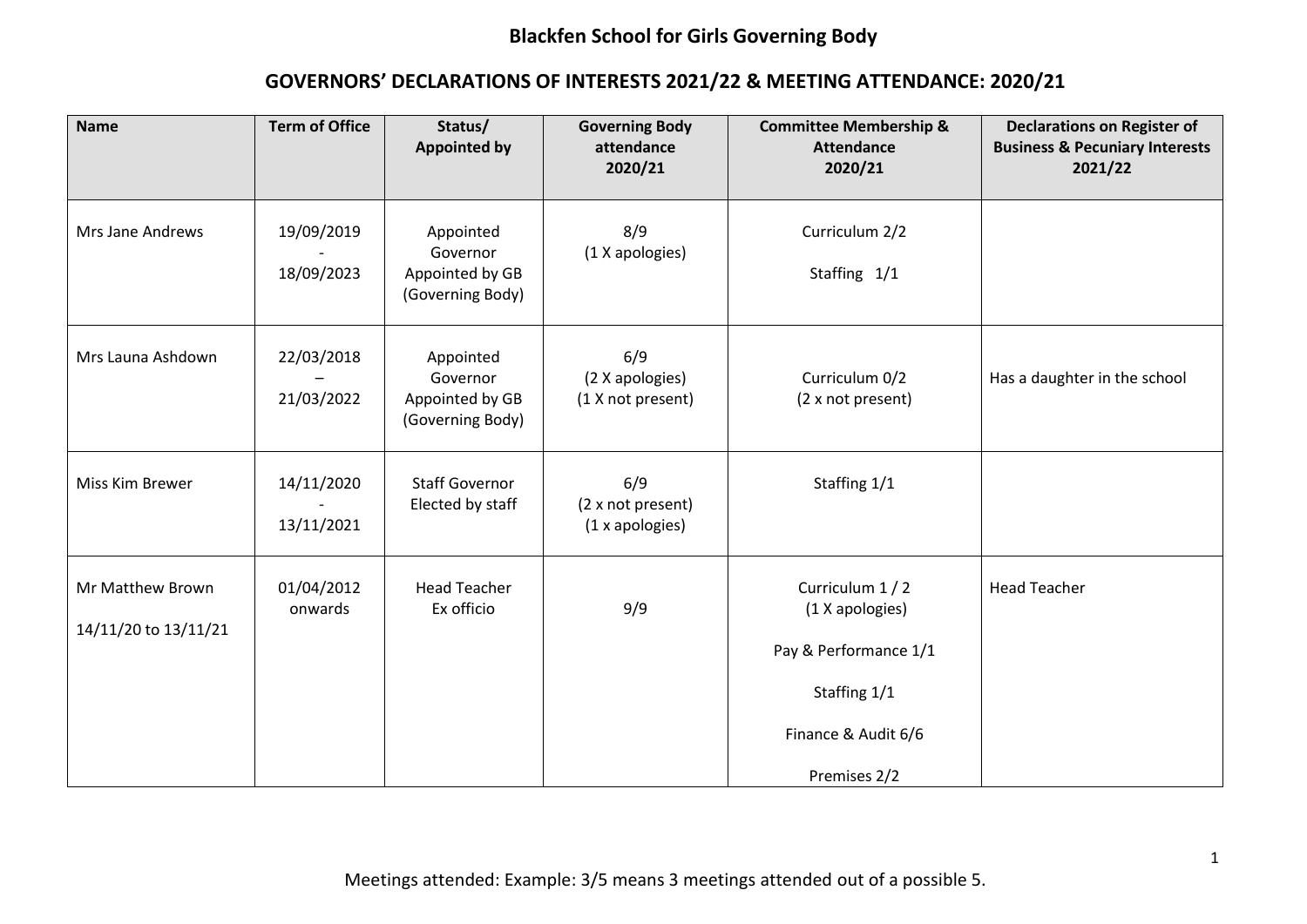# Blackfen School for Girls Governing Body

## GOVERNORS' DECLARATIONS OF INTERESTS 2021/22 & MEETING ATTENDANCE: 2020/21

| Name | Term of Office | Status/ Appointed by | Governing Body attendance 2020/21 | Committee Membership & Attendance 2020/21 | Declarations on Register of Business & Pecuniary Interests 2021/22 |
|---|---|---|---|---|---|
| Mrs Jane Andrews | 19/09/2019 - 18/09/2023 | Appointed Governor Appointed by GB (Governing Body) | 8/9 (1 X apologies) | Curriculum 2/2<br>Staffing 1/1 | |
| Mrs Launa Ashdown | 22/03/2018 – 21/03/2022 | Appointed Governor Appointed by GB (Governing Body) | 6/9 (2 X apologies) (1 X not present) | Curriculum 0/2 (2 x not present) | Has a daughter in the school |
| Miss Kim Brewer | 14/11/2020 - 13/11/2021 | Staff Governor Elected by staff | 6/9 (2 x not present) (1 x apologies) | Staffing 1/1 | |
| Mr Matthew Brown<br>14/11/20 to 13/11/21 | 01/04/2012 onwards | Head Teacher Ex officio | 9/9 | Curriculum 1 / 2 (1 X apologies)<br>Pay & Performance 1/1<br>Staffing 1/1<br>Finance & Audit 6/6<br>Premises 2/2 | Head Teacher |

Meetings attended: Example: 3/5 means 3 meetings attended out of a possible 5.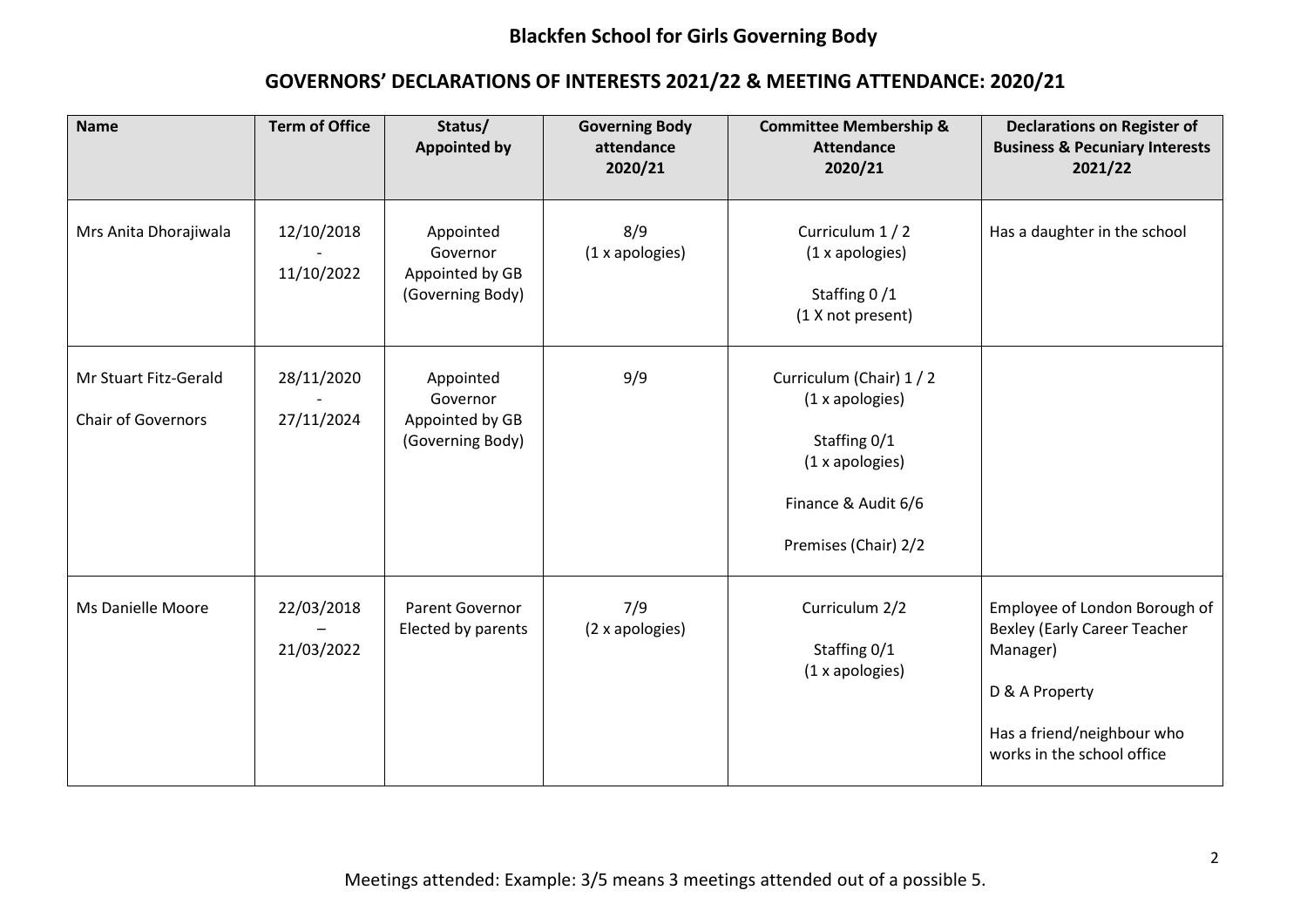# Blackfen School for Girls Governing Body

## GOVERNORS' DECLARATIONS OF INTERESTS 2021/22 & MEETING ATTENDANCE: 2020/21

| Name | Term of Office | Status/ Appointed by | Governing Body attendance 2020/21 | Committee Membership & Attendance 2020/21 | Declarations on Register of Business & Pecuniary Interests 2021/22 |
|---|---|---|---|---|---|
| Mrs Anita Dhorajiwala | 12/10/2018 - 11/10/2022 | Appointed Governor Appointed by GB (Governing Body) | 8/9 (1 x apologies) | Curriculum 1 / 2 (1 x apologies)<br><br>Staffing 0 /1 (1 X not present) | Has a daughter in the school |
| Mr Stuart Fitz-Gerald<br><br>Chair of Governors | 28/11/2020 - 27/11/2024 | Appointed Governor Appointed by GB (Governing Body) | 9/9 | Curriculum (Chair) 1 / 2 (1 x apologies)<br><br>Staffing 0/1 (1 x apologies)<br><br>Finance & Audit 6/6<br><br>Premises (Chair) 2/2 | |
| Ms Danielle Moore | 22/03/2018 – 21/03/2022 | Parent Governor Elected by parents | 7/9 (2 x apologies) | Curriculum 2/2<br><br>Staffing 0/1 (1 x apologies) | Employee of London Borough of Bexley (Early Career Teacher Manager)<br><br>D & A Property<br><br>Has a friend/neighbour who works in the school office |

Meetings attended: Example: 3/5 means 3 meetings attended out of a possible 5.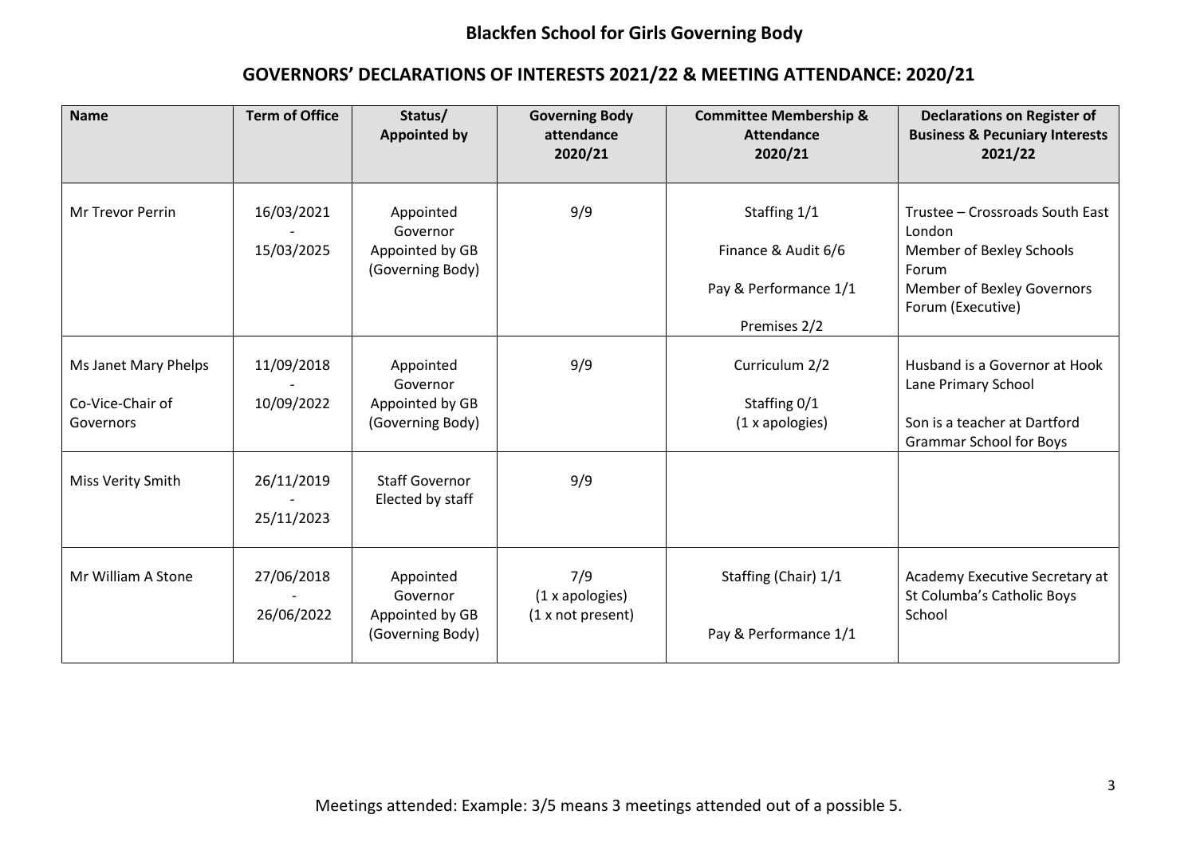# Blackfen School for Girls Governing Body

## GOVERNORS' DECLARATIONS OF INTERESTS 2021/22 & MEETING ATTENDANCE: 2020/21

| Name | Term of Office | Status/ Appointed by | Governing Body attendance 2020/21 | Committee Membership & Attendance 2020/21 | Declarations on Register of Business & Pecuniary Interests 2021/22 |
|---|---|---|---|---|---|
| Mr Trevor Perrin | 16/03/2021 - 15/03/2025 | Appointed Governor Appointed by GB (Governing Body) | 9/9 | Staffing 1/1<br>Finance & Audit 6/6<br>Pay & Performance 1/1<br>Premises 2/2 | Trustee – Crossroads South East London<br>Member of Bexley Schools Forum<br>Member of Bexley Governors Forum (Executive) |
| Ms Janet Mary Phelps<br>Co-Vice-Chair of Governors | 11/09/2018 - 10/09/2022 | Appointed Governor Appointed by GB (Governing Body) | 9/9 | Curriculum 2/2<br>Staffing 0/1 (1 x apologies) | Husband is a Governor at Hook Lane Primary School<br>Son is a teacher at Dartford Grammar School for Boys |
| Miss Verity Smith | 26/11/2019 - 25/11/2023 | Staff Governor Elected by staff | 9/9 | | |
| Mr William A Stone | 27/06/2018 - 26/06/2022 | Appointed Governor Appointed by GB (Governing Body) | 7/9 (1 x apologies) (1 x not present) | Staffing (Chair) 1/1<br>Pay & Performance 1/1 | Academy Executive Secretary at St Columba's Catholic Boys School |

Meetings attended: Example: 3/5 means 3 meetings attended out of a possible 5.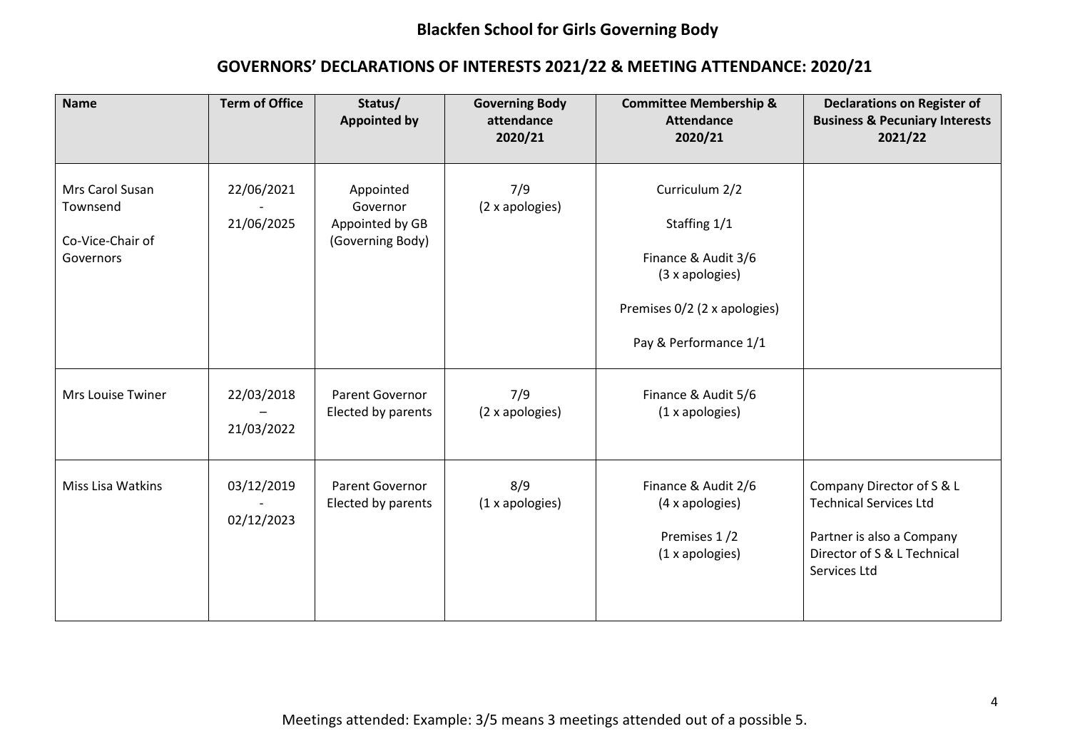# Blackfen School for Girls Governing Body

## GOVERNORS' DECLARATIONS OF INTERESTS 2021/22 & MEETING ATTENDANCE: 2020/21

| Name | Term of Office | Status/ Appointed by | Governing Body attendance 2020/21 | Committee Membership & Attendance 2020/21 | Declarations on Register of Business & Pecuniary Interests 2021/22 |
|---|---|---|---|---|---|
| Mrs Carol Susan Townsend<br><br>Co-Vice-Chair of Governors | 22/06/2021 - 21/06/2025 | Appointed Governor Appointed by GB (Governing Body) | 7/9 (2 x apologies) | Curriculum 2/2<br><br>Staffing 1/1<br><br>Finance & Audit 3/6 (3 x apologies)<br><br>Premises 0/2 (2 x apologies)<br><br>Pay & Performance 1/1 | |
| Mrs Louise Twiner | 22/03/2018 – 21/03/2022 | Parent Governor Elected by parents | 7/9 (2 x apologies) | Finance & Audit 5/6 (1 x apologies) | |
| Miss Lisa Watkins | 03/12/2019 - 02/12/2023 | Parent Governor Elected by parents | 8/9 (1 x apologies) | Finance & Audit 2/6 (4 x apologies)<br><br>Premises 1 /2 (1 x apologies) | Company Director of S & L Technical Services Ltd<br><br>Partner is also a Company Director of S & L Technical Services Ltd |

Meetings attended: Example: 3/5 means 3 meetings attended out of a possible 5.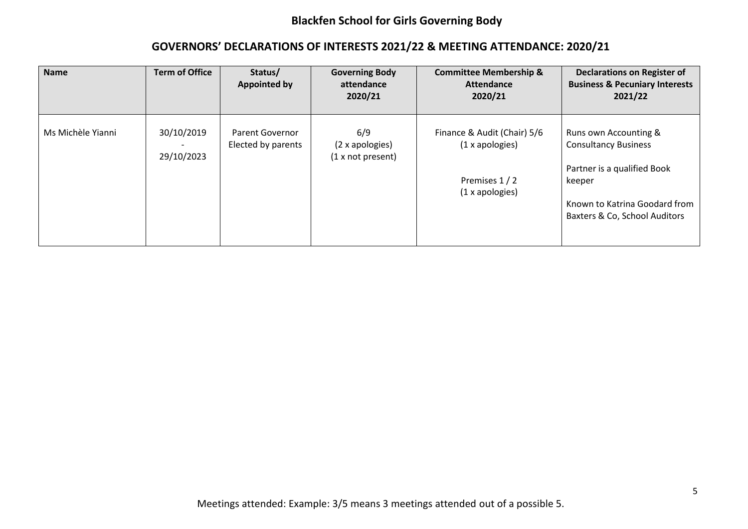# Blackfen School for Girls Governing Body

## GOVERNORS' DECLARATIONS OF INTERESTS 2021/22 & MEETING ATTENDANCE: 2020/21

| Name | Term of Office | Status/ Appointed by | Governing Body attendance 2020/21 | Committee Membership & Attendance 2020/21 | Declarations on Register of Business & Pecuniary Interests 2021/22 |
|---|---|---|---|---|---|
| Ms Michèle Yianni | 30/10/2019 - 29/10/2023 | Parent Governor Elected by parents | 6/9 (2 x apologies) (1 x not present) | Finance & Audit (Chair) 5/6 (1 x apologies)<br><br>Premises 1 / 2 (1 x apologies) | Runs own Accounting & Consultancy Business<br><br>Partner is a qualified Book keeper<br><br>Known to Katrina Goodard from Baxters & Co, School Auditors |

Meetings attended: Example: 3/5 means 3 meetings attended out of a possible 5.